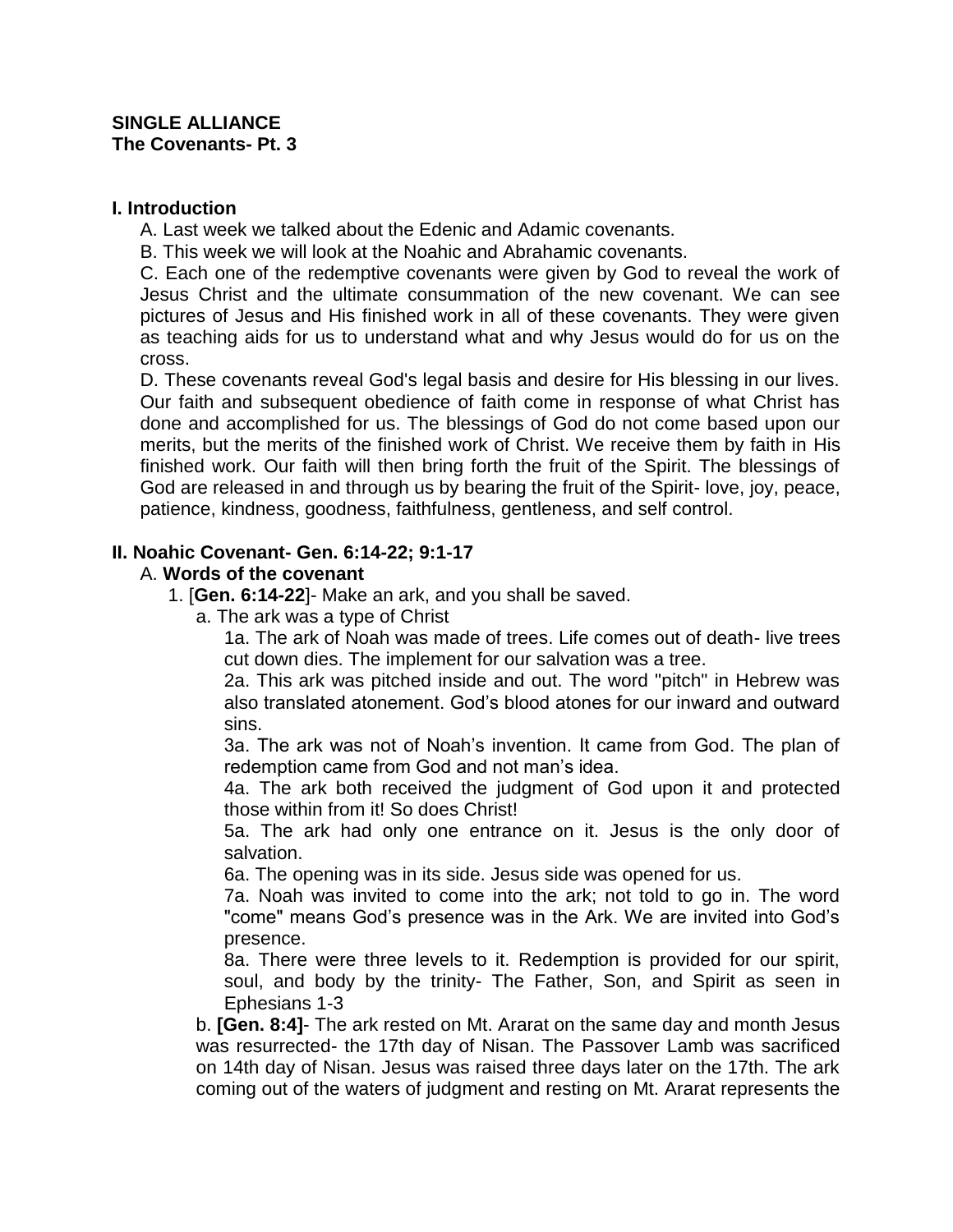**SINGLE ALLIANCE**
**The Covenants- Pt. 3**

## I. Introduction

A. Last week we talked about the Edenic and Adamic covenants.

B. This week we will look at the Noahic and Abrahamic covenants.

C. Each one of the redemptive covenants were given by God to reveal the work of Jesus Christ and the ultimate consummation of the new covenant. We can see pictures of Jesus and His finished work in all of these covenants. They were given as teaching aids for us to understand what and why Jesus would do for us on the cross.

D. These covenants reveal God's legal basis and desire for His blessing in our lives. Our faith and subsequent obedience of faith come in response of what Christ has done and accomplished for us. The blessings of God do not come based upon our merits, but the merits of the finished work of Christ. We receive them by faith in His finished work. Our faith will then bring forth the fruit of the Spirit. The blessings of God are released in and through us by bearing the fruit of the Spirit- love, joy, peace, patience, kindness, goodness, faithfulness, gentleness, and self control.

## II. Noahic Covenant- Gen. 6:14-22; 9:1-17

A. **Words of the covenant**

1. [**Gen. 6:14-22**]- Make an ark, and you shall be saved.

a. The ark was a type of Christ

1a. The ark of Noah was made of trees. Life comes out of death- live trees cut down dies. The implement for our salvation was a tree.

2a. This ark was pitched inside and out. The word "pitch" in Hebrew was also translated atonement. God's blood atones for our inward and outward sins.

3a. The ark was not of Noah's invention. It came from God. The plan of redemption came from God and not man's idea.

4a. The ark both received the judgment of God upon it and protected those within from it! So does Christ!

5a. The ark had only one entrance on it. Jesus is the only door of salvation.

6a. The opening was in its side. Jesus side was opened for us.

7a. Noah was invited to come into the ark; not told to go in. The word "come" means God's presence was in the Ark. We are invited into God's presence.

8a. There were three levels to it. Redemption is provided for our spirit, soul, and body by the trinity- The Father, Son, and Spirit as seen in Ephesians 1-3

b. **[Gen. 8:4]**- The ark rested on Mt. Ararat on the same day and month Jesus was resurrected- the 17th day of Nisan. The Passover Lamb was sacrificed on 14th day of Nisan. Jesus was raised three days later on the 17th. The ark coming out of the waters of judgment and resting on Mt. Ararat represents the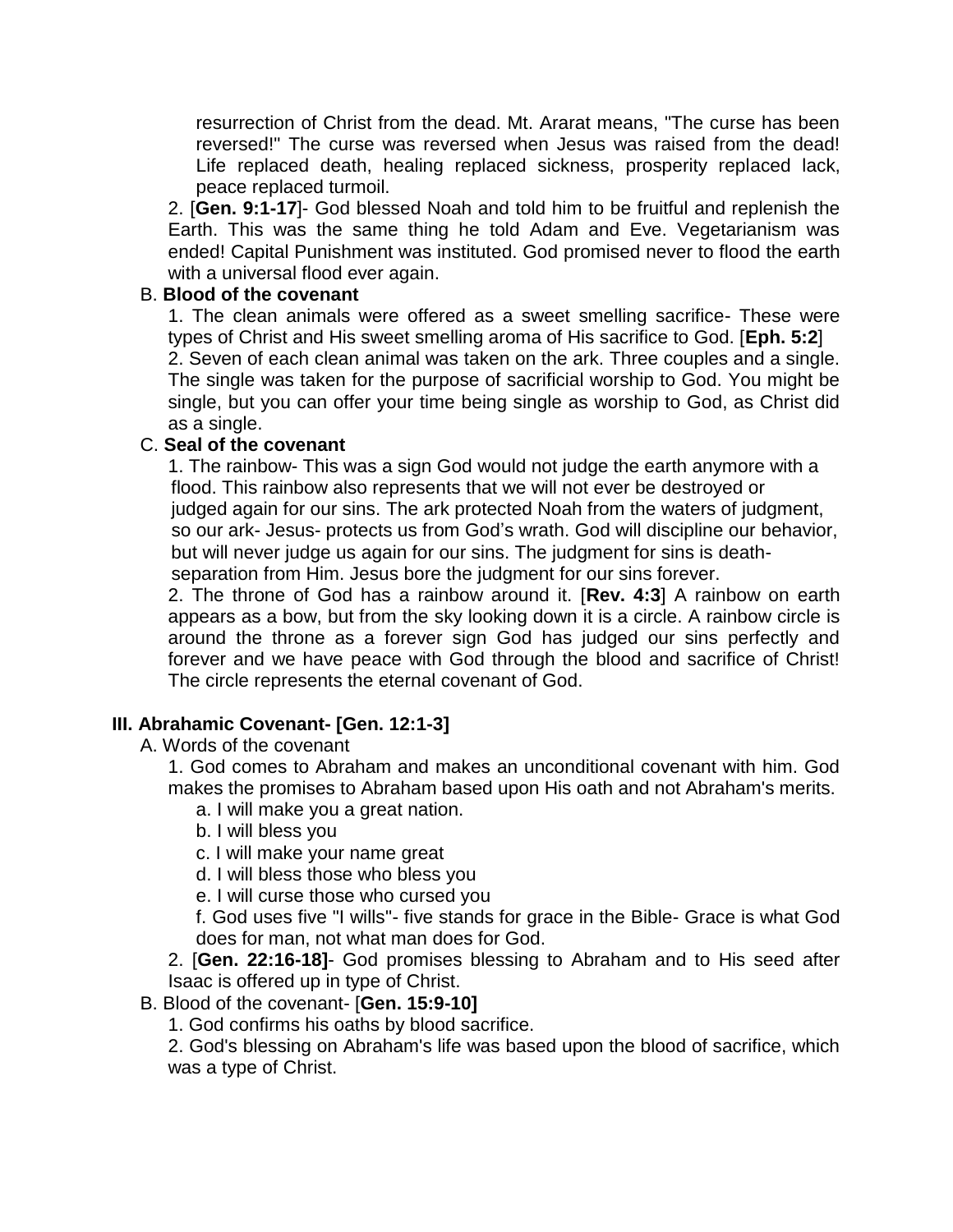resurrection of Christ from the dead. Mt. Ararat means, "The curse has been reversed!" The curse was reversed when Jesus was raised from the dead! Life replaced death, healing replaced sickness, prosperity replaced lack, peace replaced turmoil.

2. [**Gen. 9:1-17**]- God blessed Noah and told him to be fruitful and replenish the Earth. This was the same thing he told Adam and Eve. Vegetarianism was ended! Capital Punishment was instituted. God promised never to flood the earth with a universal flood ever again.

B. **Blood of the covenant**

1. The clean animals were offered as a sweet smelling sacrifice- These were types of Christ and His sweet smelling aroma of His sacrifice to God. [**Eph. 5:2**]

2. Seven of each clean animal was taken on the ark. Three couples and a single. The single was taken for the purpose of sacrificial worship to God. You might be single, but you can offer your time being single as worship to God, as Christ did as a single.

C. **Seal of the covenant**

1. The rainbow- This was a sign God would not judge the earth anymore with a flood. This rainbow also represents that we will not ever be destroyed or judged again for our sins. The ark protected Noah from the waters of judgment, so our ark- Jesus- protects us from God's wrath. God will discipline our behavior, but will never judge us again for our sins. The judgment for sins is death- separation from Him. Jesus bore the judgment for our sins forever.

2. The throne of God has a rainbow around it. [**Rev. 4:3**] A rainbow on earth appears as a bow, but from the sky looking down it is a circle. A rainbow circle is around the throne as a forever sign God has judged our sins perfectly and forever and we have peace with God through the blood and sacrifice of Christ! The circle represents the eternal covenant of God.

## III. Abrahamic Covenant- [Gen. 12:1-3]

A. Words of the covenant

1. God comes to Abraham and makes an unconditional covenant with him. God makes the promises to Abraham based upon His oath and not Abraham's merits.

a. I will make you a great nation.

b. I will bless you

c. I will make your name great

d. I will bless those who bless you

e. I will curse those who cursed you

f. God uses five "I wills"- five stands for grace in the Bible- Grace is what God does for man, not what man does for God.

2. [**Gen. 22:16-18]**- God promises blessing to Abraham and to His seed after Isaac is offered up in type of Christ.

B. Blood of the covenant- [**Gen. 15:9-10]**

1. God confirms his oaths by blood sacrifice.

2. God's blessing on Abraham's life was based upon the blood of sacrifice, which was a type of Christ.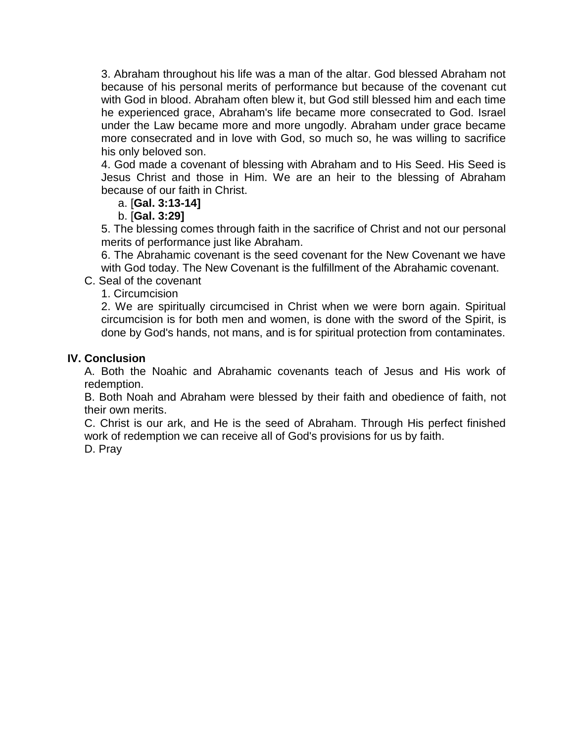3. Abraham throughout his life was a man of the altar. God blessed Abraham not because of his personal merits of performance but because of the covenant cut with God in blood. Abraham often blew it, but God still blessed him and each time he experienced grace, Abraham's life became more consecrated to God. Israel under the Law became more and more ungodly. Abraham under grace became more consecrated and in love with God, so much so, he was willing to sacrifice his only beloved son.

4. God made a covenant of blessing with Abraham and to His Seed. His Seed is Jesus Christ and those in Him. We are an heir to the blessing of Abraham because of our faith in Christ.

   a. [**Gal. 3:13-14]**

   b. [**Gal. 3:29]**

5. The blessing comes through faith in the sacrifice of Christ and not our personal merits of performance just like Abraham.

6. The Abrahamic covenant is the seed covenant for the New Covenant we have with God today. The New Covenant is the fulfillment of the Abrahamic covenant.

C. Seal of the covenant

1. Circumcision

2. We are spiritually circumcised in Christ when we were born again. Spiritual circumcision is for both men and women, is done with the sword of the Spirit, is done by God's hands, not mans, and is for spiritual protection from contaminates.

## IV. Conclusion

A. Both the Noahic and Abrahamic covenants teach of Jesus and His work of redemption.

B. Both Noah and Abraham were blessed by their faith and obedience of faith, not their own merits.

C. Christ is our ark, and He is the seed of Abraham. Through His perfect finished work of redemption we can receive all of God's provisions for us by faith.

D. Pray